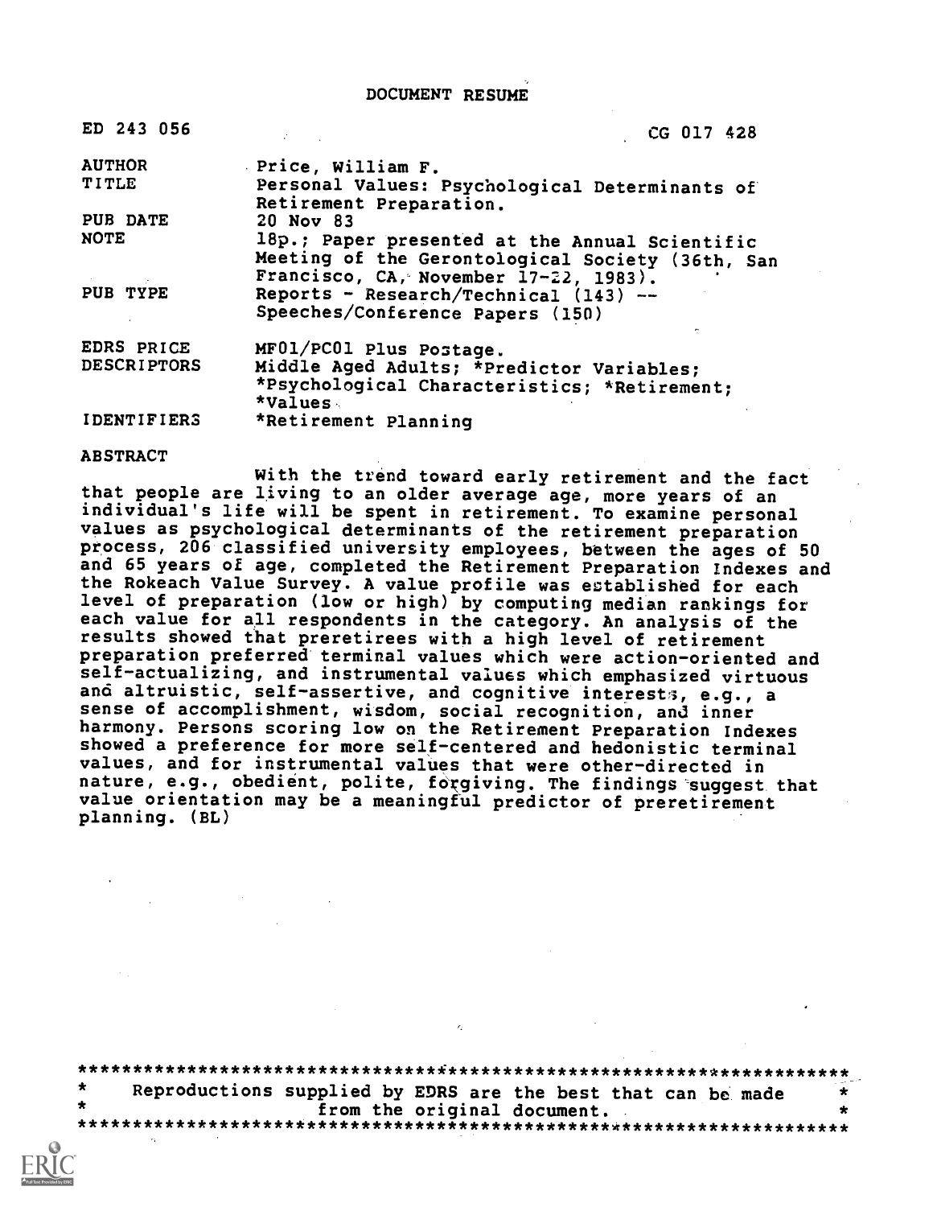# DOCUMENT RESUME

| | |
|---|---|
| ED 243 056 | CG 017 428 |
| AUTHOR | Price, William F. |
| TITLE | Personal Values: Psychological Determinants of Retirement Preparation. |
| PUB DATE | 20 Nov 83 |
| NOTE | 18p.; Paper presented at the Annual Scientific Meeting of the Gerontological Society (36th, San Francisco, CA, November 17-22, 1983). |
| PUB TYPE | Reports - Research/Technical (143) -- Speeches/Conference Papers (150) |
| EDRS PRICE | MF01/PC01 Plus Postage. |
| DESCRIPTORS | Middle Aged Adults; *Predictor Variables; *Psychological Characteristics; *Retirement; *Values |
| IDENTIFIERS | *Retirement Planning |

ABSTRACT

With the trend toward early retirement and the fact that people are living to an older average age, more years of an individual's life will be spent in retirement. To examine personal values as psychological determinants of the retirement preparation process, 206 classified university employees, between the ages of 50 and 65 years of age, completed the Retirement Preparation Indexes and the Rokeach Value Survey. A value profile was established for each level of preparation (low or high) by computing median rankings for each value for all respondents in the category. An analysis of the results showed that preretirees with a high level of retirement preparation preferred terminal values which were action-oriented and self-actualizing, and instrumental values which emphasized virtuous and altruistic, self-assertive, and cognitive interests, e.g., a sense of accomplishment, wisdom, social recognition, and inner harmony. Persons scoring low on the Retirement Preparation Indexes showed a preference for more self-centered and hedonistic terminal values, and for instrumental values that were other-directed in nature, e.g., obedient, polite, forgiving. The findings suggest that value orientation may be a meaningful predictor of preretirement planning. (BL)

***********************************************************************
* Reproductions supplied by EDRS are the best that can be made *
* from the original document. *
***********************************************************************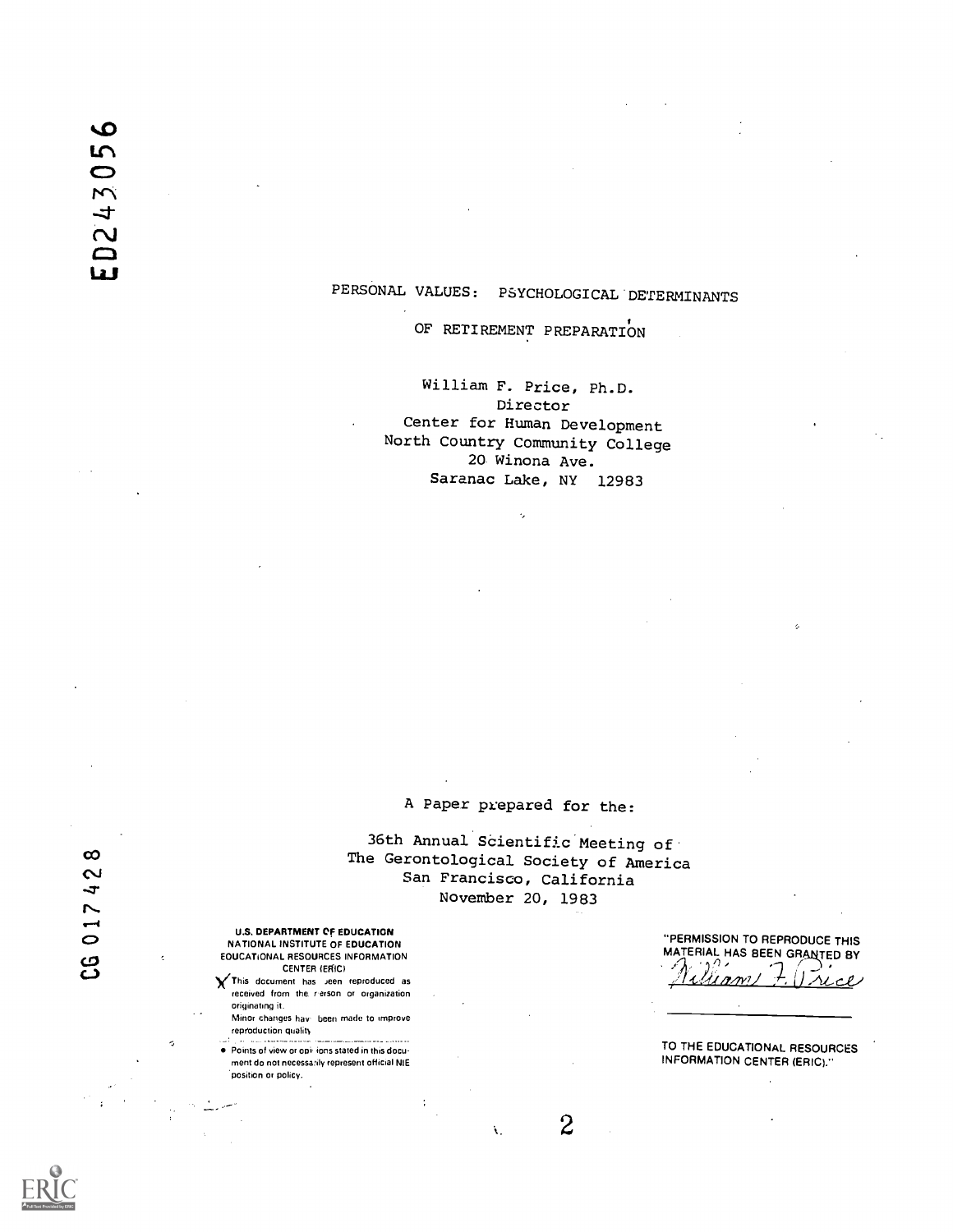ED243056

# PERSONAL VALUES: PSYCHOLOGICAL DETERMINANTS OF RETIREMENT PREPARATION

William F. Price, Ph.D.
Director
Center for Human Development
North Country Community College
20 Winona Ave.
Saranac Lake, NY 12983

A Paper prepared for the:

36th Annual Scientific Meeting of
The Gerontological Society of America
San Francisco, California
November 20, 1983

CG 017428

U.S. DEPARTMENT OF EDUCATION
NATIONAL INSTITUTE OF EDUCATION
EDUCATIONAL RESOURCES INFORMATION CENTER (ERIC)

- This document has been reproduced as received from the person or organization originating it.
- Minor changes have been made to improve reproduction quality.
- Points of view or opinions stated in this document do not necessarily represent official NIE position or policy.

"PERMISSION TO REPRODUCE THIS MATERIAL HAS BEEN GRANTED BY

William F. Price

TO THE EDUCATIONAL RESOURCES INFORMATION CENTER (ERIC)."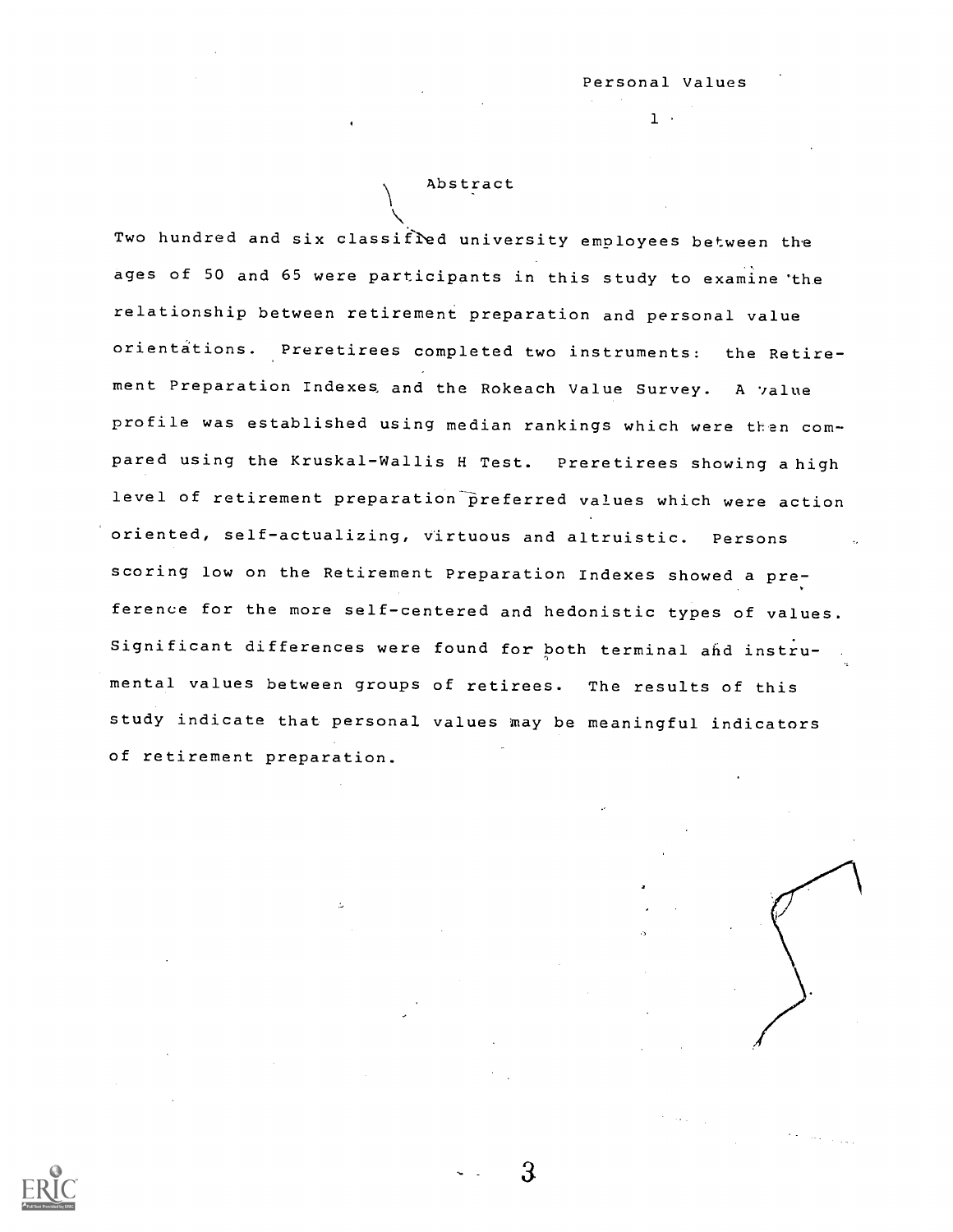## Abstract

Two hundred and six classified university employees between the ages of 50 and 65 were participants in this study to examine the relationship between retirement preparation and personal value orientations. Preretirees completed two instruments: the Retirement Preparation Indexes and the Rokeach Value Survey. A value profile was established using median rankings which were then compared using the Kruskal-Wallis H Test. Preretirees showing a high level of retirement preparation preferred values which were action oriented, self-actualizing, virtuous and altruistic. Persons scoring low on the Retirement Preparation Indexes showed a preference for the more self-centered and hedonistic types of values. Significant differences were found for both terminal and instrumental values between groups of retirees. The results of this study indicate that personal values may be meaningful indicators of retirement preparation.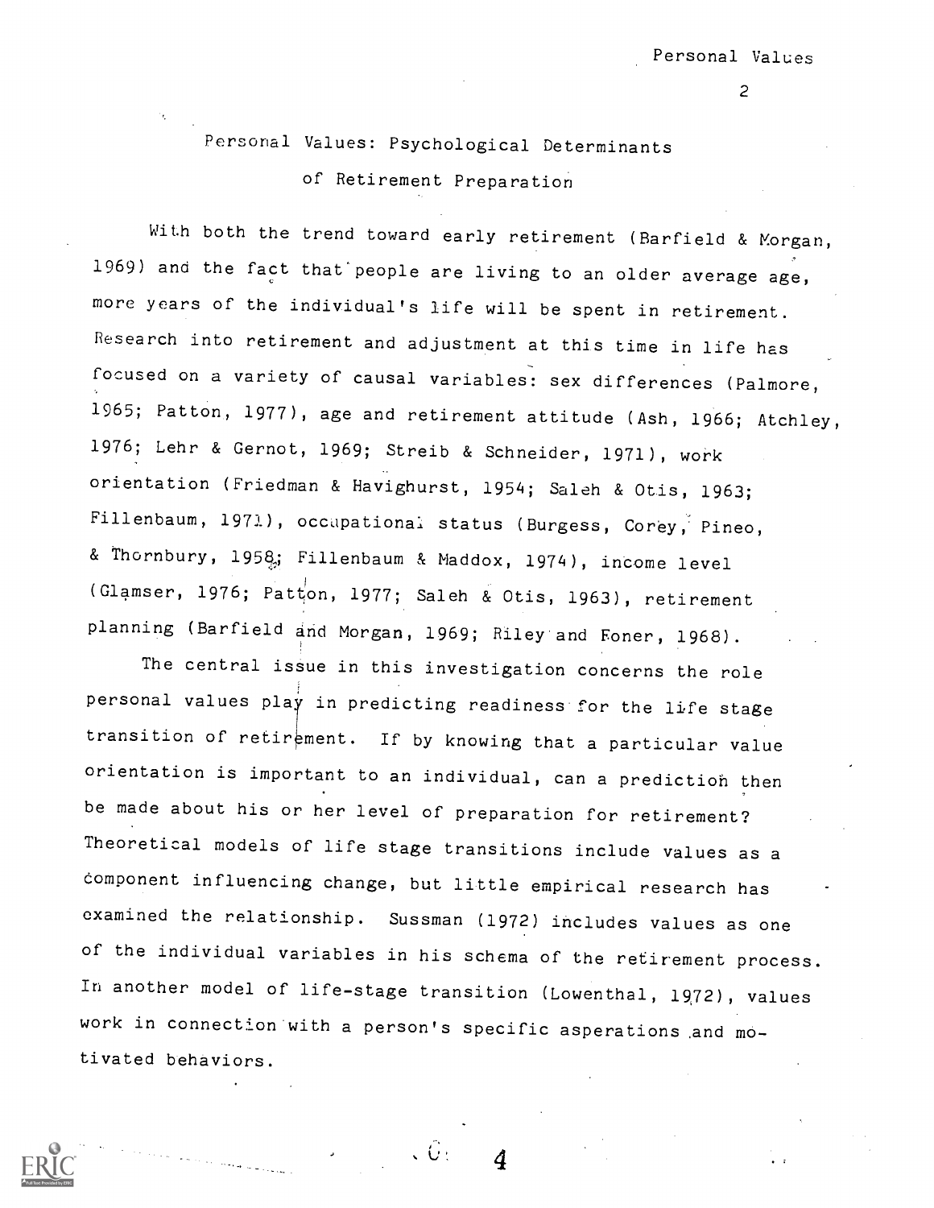# Personal Values: Psychological Determinants of Retirement Preparation

With both the trend toward early retirement (Barfield & Morgan, 1969) and the fact that people are living to an older average age, more years of the individual's life will be spent in retirement. Research into retirement and adjustment at this time in life has focused on a variety of causal variables: sex differences (Palmore, 1965; Patton, 1977), age and retirement attitude (Ash, 1966; Atchley, 1976; Lehr & Gernot, 1969; Streib & Schneider, 1971), work orientation (Friedman & Havighurst, 1954; Saleh & Otis, 1963; Fillenbaum, 1971), occupational status (Burgess, Corey, Pineo, & Thornbury, 1958; Fillenbaum & Maddox, 1974), income level (Glamser, 1976; Patton, 1977; Saleh & Otis, 1963), retirement planning (Barfield and Morgan, 1969; Riley and Foner, 1968).

The central issue in this investigation concerns the role personal values play in predicting readiness for the life stage transition of retirement. If by knowing that a particular value orientation is important to an individual, can a prediction then be made about his or her level of preparation for retirement? Theoretical models of life stage transitions include values as a component influencing change, but little empirical research has examined the relationship. Sussman (1972) includes values as one of the individual variables in his schema of the retirement process. In another model of life-stage transition (Lowenthal, 1972), values work in connection with a person's specific asperations and motivated behaviors.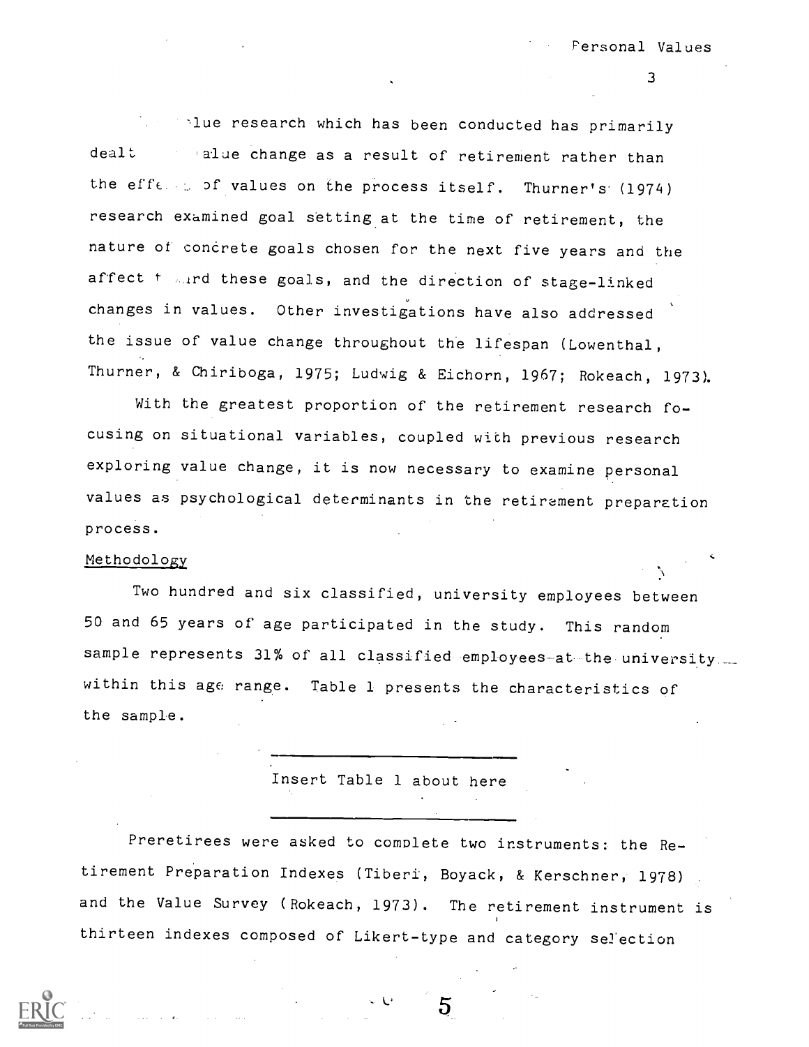..lue research which has been conducted has primarily dealt ... alue change as a result of retirement rather than the effe... of values on the process itself. Thurner's (1974) research examined goal setting at the time of retirement, the nature of concrete goals chosen for the next five years and the affect t...ard these goals, and the direction of stage-linked changes in values. Other investigations have also addressed the issue of value change throughout the lifespan (Lowenthal, Thurner, & Chiriboga, 1975; Ludwig & Eichorn, 1967; Rokeach, 1973).

With the greatest proportion of the retirement research focusing on situational variables, coupled with previous research exploring value change, it is now necessary to examine personal values as psychological determinants in the retirement preparation process.

## Methodology

Two hundred and six classified, university employees between 50 and 65 years of age participated in the study. This random sample represents 31% of all classified employees at the university within this age range. Table 1 presents the characteristics of the sample.

---

Insert Table 1 about here

---

Preretirees were asked to complete two instruments: the Retirement Preparation Indexes (Tiberi, Boyack, & Kerschner, 1978) and the Value Survey (Rokeach, 1973). The retirement instrument is thirteen indexes composed of Likert-type and category selection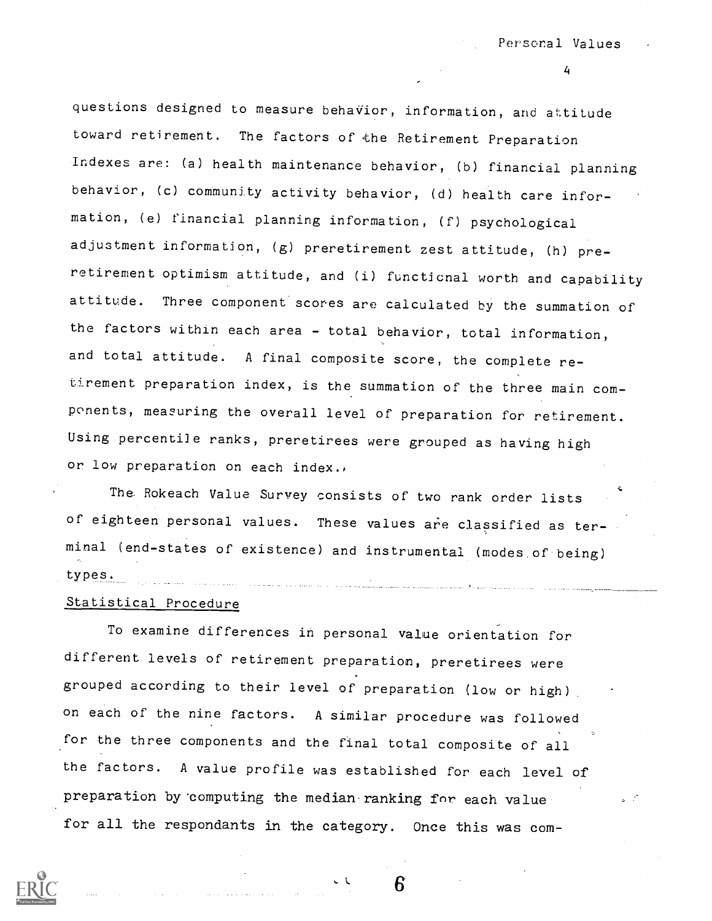questions designed to measure behavior, information, and attitude toward retirement. The factors of the Retirement Preparation Indexes are: (a) health maintenance behavior, (b) financial planning behavior, (c) community activity behavior, (d) health care information, (e) financial planning information, (f) psychological adjustment information, (g) preretirement zest attitude, (h) preretirement optimism attitude, and (i) functional worth and capability attitude. Three component scores are calculated by the summation of the factors within each area - total behavior, total information, and total attitude. A final composite score, the complete retirement preparation index, is the summation of the three main components, measuring the overall level of preparation for retirement. Using percentile ranks, preretirees were grouped as having high or low preparation on each index.

The Rokeach Value Survey consists of two rank order lists of eighteen personal values. These values are classified as terminal (end-states of existence) and instrumental (modes of being) types.

## Statistical Procedure

To examine differences in personal value orientation for different levels of retirement preparation, preretirees were grouped according to their level of preparation (low or high) on each of the nine factors. A similar procedure was followed for the three components and the final total composite of all the factors. A value profile was established for each level of preparation by computing the median ranking for each value for all the respondants in the category. Once this was com-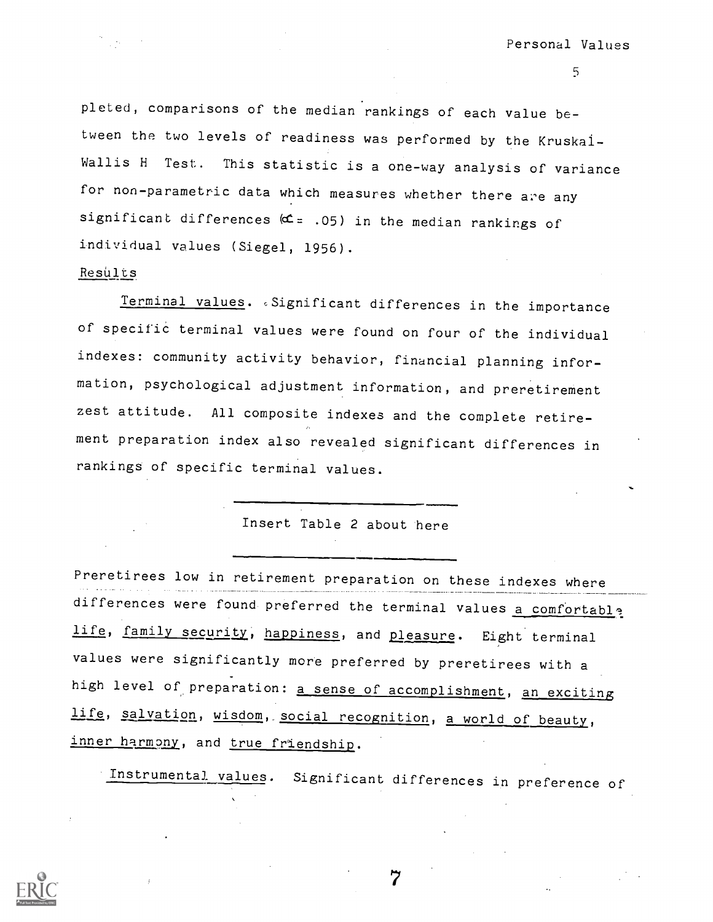pleted, comparisons of the median rankings of each value between the two levels of readiness was performed by the Kruskal-Wallis H Test. This statistic is a one-way analysis of variance for non-parametric data which measures whether there are any significant differences ($\alpha = .05$) in the median rankings of individual values (Siegel, 1956).

## Results

*Terminal values*. Significant differences in the importance of specific terminal values were found on four of the individual indexes: community activity behavior, financial planning information, psychological adjustment information, and preretirement zest attitude. All composite indexes and the complete retirement preparation index also revealed significant differences in rankings of specific terminal values.

Insert Table 2 about here

Preretirees low in retirement preparation on these indexes where differences were found preferred the terminal values *a comfortable life*, *family security*, *happiness*, and *pleasure*. Eight terminal values were significantly more preferred by preretirees with a high level of preparation: *a sense of accomplishment*, *an exciting life*, *salvation*, *wisdom*, *social recognition*, *a world of beauty*, *inner harmony*, and *true friendship*.

*Instrumental values*. Significant differences in preference of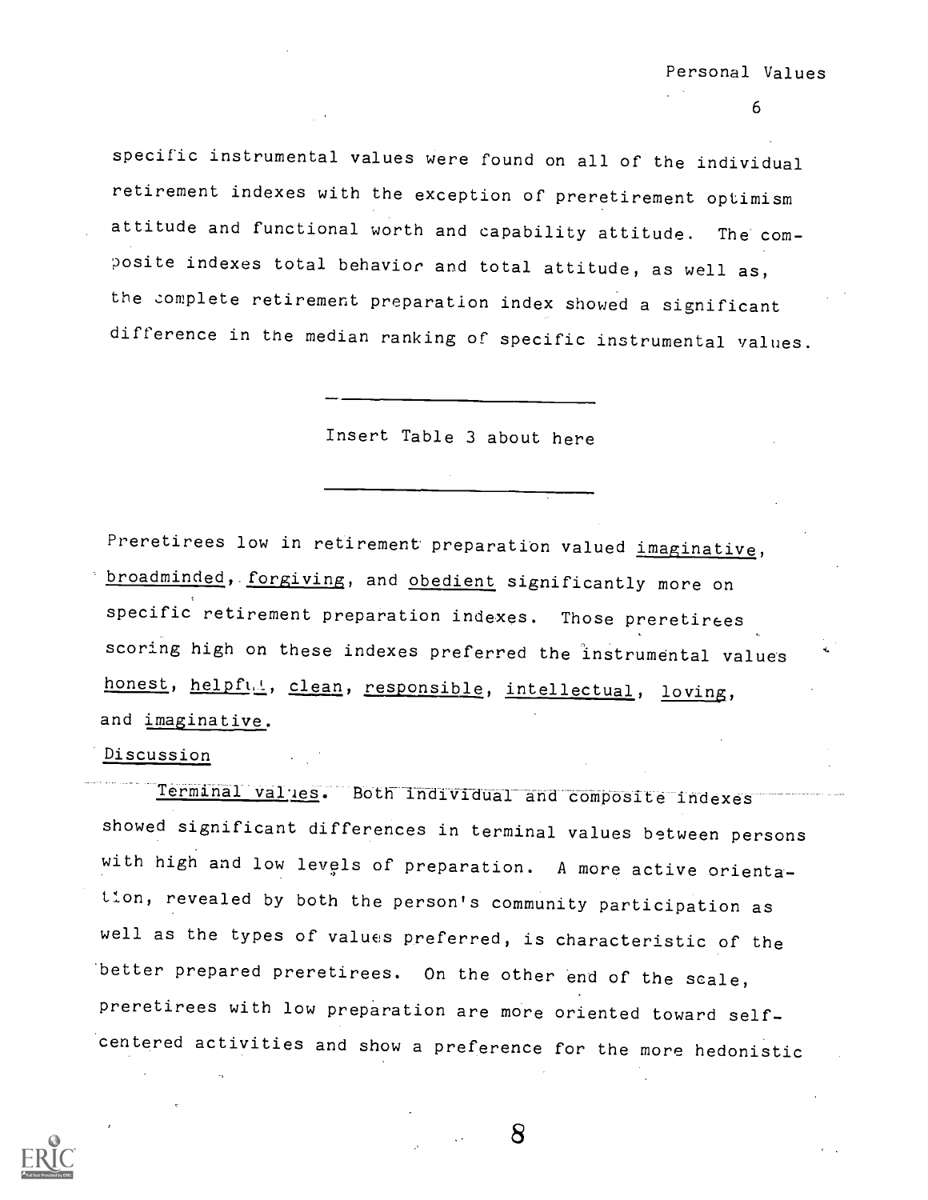specific instrumental values were found on all of the individual retirement indexes with the exception of preretirement optimism attitude and functional worth and capability attitude. The composite indexes total behavior and total attitude, as well as, the complete retirement preparation index showed a significant difference in the median ranking of specific instrumental values.

Insert Table 3 about here

Preretirees low in retirement preparation valued imaginative, broadminded, forgiving, and obedient significantly more on specific retirement preparation indexes. Those preretirees scoring high on these indexes preferred the instrumental values honest, helpful, clean, responsible, intellectual, loving, and imaginative.

## Discussion

*Terminal values.* Both individual and composite indexes showed significant differences in terminal values between persons with high and low levels of preparation. A more active orientation, revealed by both the person's community participation as well as the types of values preferred, is characteristic of the better prepared preretirees. On the other end of the scale, preretirees with low preparation are more oriented toward self-centered activities and show a preference for the more hedonistic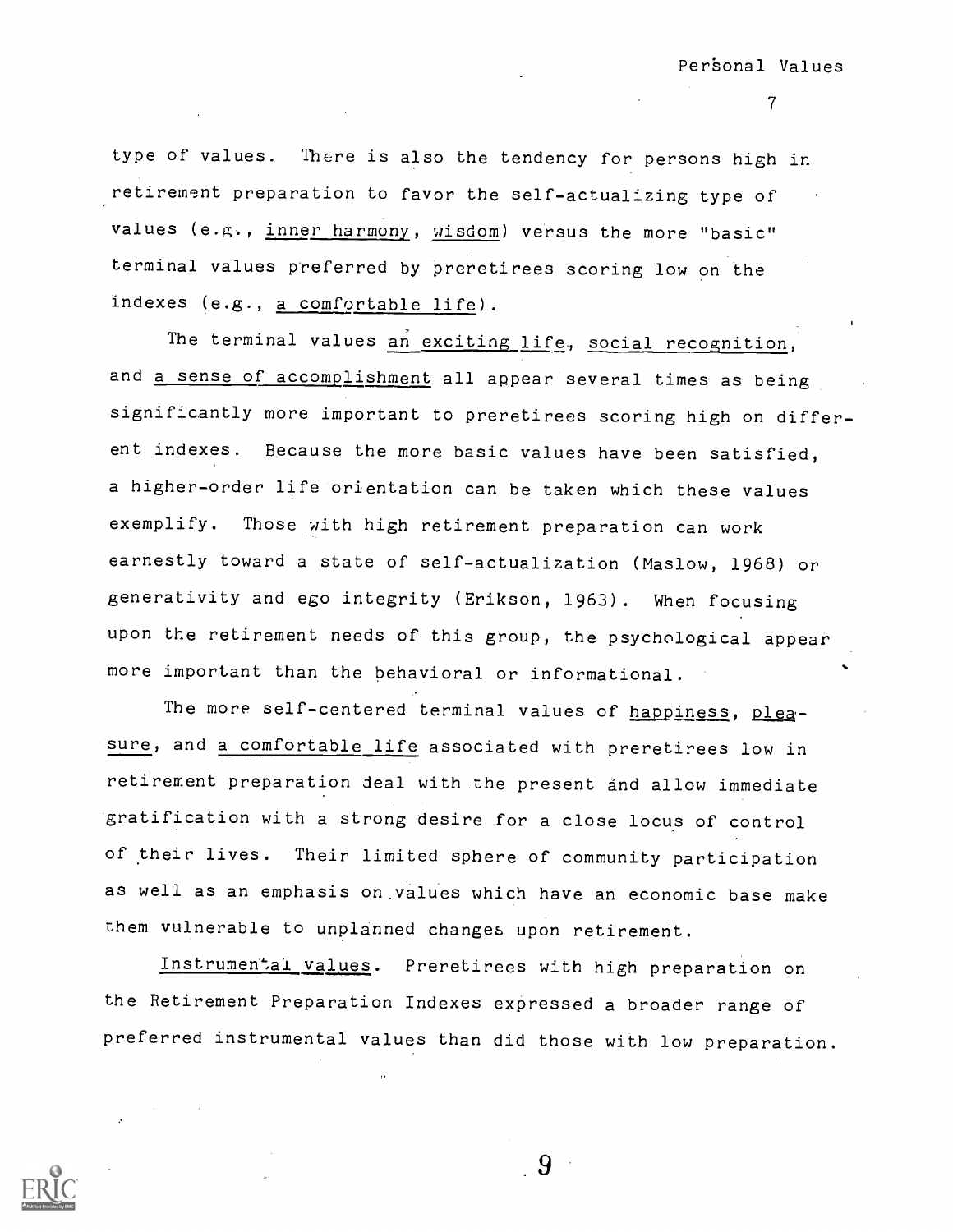type of values. There is also the tendency for persons high in retirement preparation to favor the self-actualizing type of values (e.g., _inner harmony_, _wisdom_) versus the more "basic" terminal values preferred by preretirees scoring low on the indexes (e.g., _a comfortable life_).

The terminal values _an exciting life_, _social recognition_, and _a sense of accomplishment_ all appear several times as being significantly more important to preretirees scoring high on different indexes. Because the more basic values have been satisfied, a higher-order life orientation can be taken which these values exemplify. Those with high retirement preparation can work earnestly toward a state of self-actualization (Maslow, 1968) or generativity and ego integrity (Erikson, 1963). When focusing upon the retirement needs of this group, the psychological appear more important than the behavioral or informational.

The more self-centered terminal values of _happiness_, _pleasure_, and _a comfortable life_ associated with preretirees low in retirement preparation deal with the present and allow immediate gratification with a strong desire for a close locus of control of their lives. Their limited sphere of community participation as well as an emphasis on values which have an economic base make them vulnerable to unplanned changes upon retirement.

_Instrumental values_. Preretirees with high preparation on the Retirement Preparation Indexes expressed a broader range of preferred instrumental values than did those with low preparation.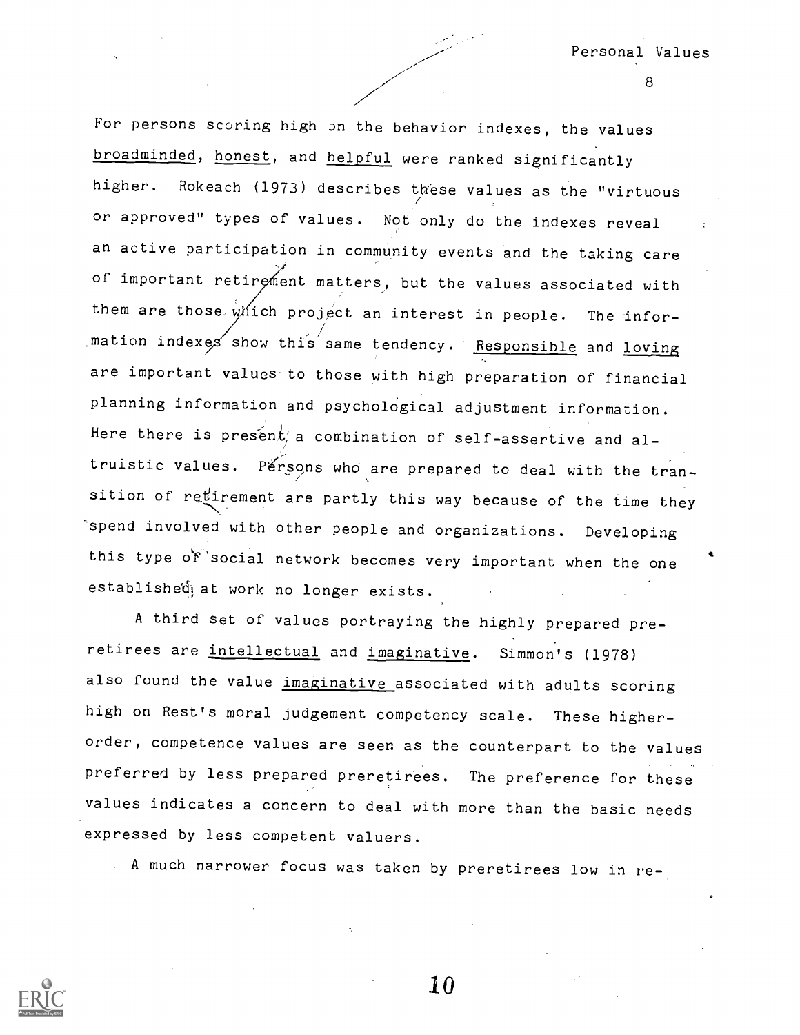For persons scoring high on the behavior indexes, the values broadminded, honest, and helpful were ranked significantly higher. Rokeach (1973) describes these values as the "virtuous or approved" types of values. Not only do the indexes reveal an active participation in community events and the taking care of important retirement matters, but the values associated with them are those which project an interest in people. The information indexes show this same tendency. Responsible and loving are important values to those with high preparation of financial planning information and psychological adjustment information. Here there is present a combination of self-assertive and altruistic values. Persons who are prepared to deal with the transition of retirement are partly this way because of the time they spend involved with other people and organizations. Developing this type of social network becomes very important when the one established at work no longer exists.

A third set of values portraying the highly prepared preretirees are intellectual and imaginative. Simmon's (1978) also found the value imaginative associated with adults scoring high on Rest's moral judgement competency scale. These higher-order, competence values are seen as the counterpart to the values preferred by less prepared preretirees. The preference for these values indicates a concern to deal with more than the basic needs expressed by less competent valuers.

A much narrower focus was taken by preretirees low in re-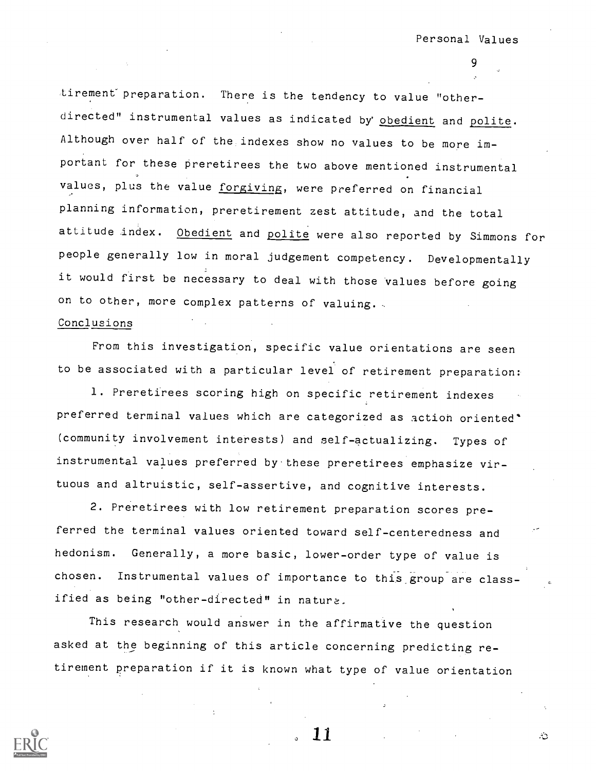tirement preparation. There is the tendency to value "other-directed" instrumental values as indicated by <u>obedient</u> and <u>polite</u>. Although over half of the indexes show no values to be more important for these preretirees the two above mentioned instrumental values, plus the value <u>forgiving</u>, were preferred on financial planning information, preretirement zest attitude, and the total attitude index. <u>Obedient</u> and <u>polite</u> were also reported by Simmons for people generally low in moral judgement competency. Developmentally it would first be necessary to deal with those values before going on to other, more complex patterns of valuing.

<u>Conclusions</u>

From this investigation, specific value orientations are seen to be associated with a particular level of retirement preparation:

1. Preretirees scoring high on specific retirement indexes preferred terminal values which are categorized as action oriented (community involvement interests) and self-actualizing. Types of instrumental values preferred by these preretirees emphasize virtuous and altruistic, self-assertive, and cognitive interests.

2. Preretirees with low retirement preparation scores preferred the terminal values oriented toward self-centeredness and hedonism. Generally, a more basic, lower-order type of value is chosen. Instrumental values of importance to this group are classified as being "other-directed" in nature.

This research would answer in the affirmative the question asked at the beginning of this article concerning predicting retirement preparation if it is known what type of value orientation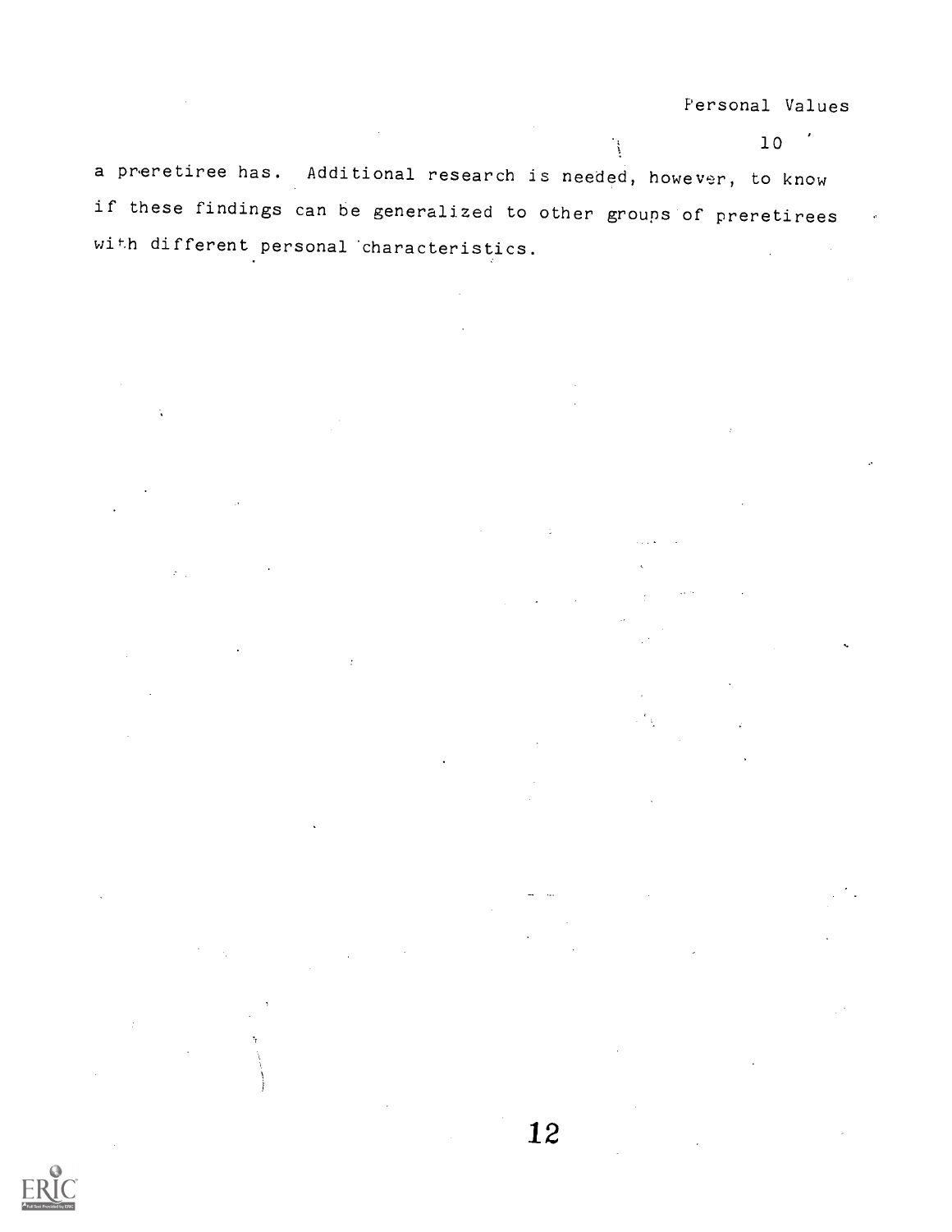a preretiree has. Additional research is needed, however, to know if these findings can be generalized to other groups of preretirees with different personal characteristics.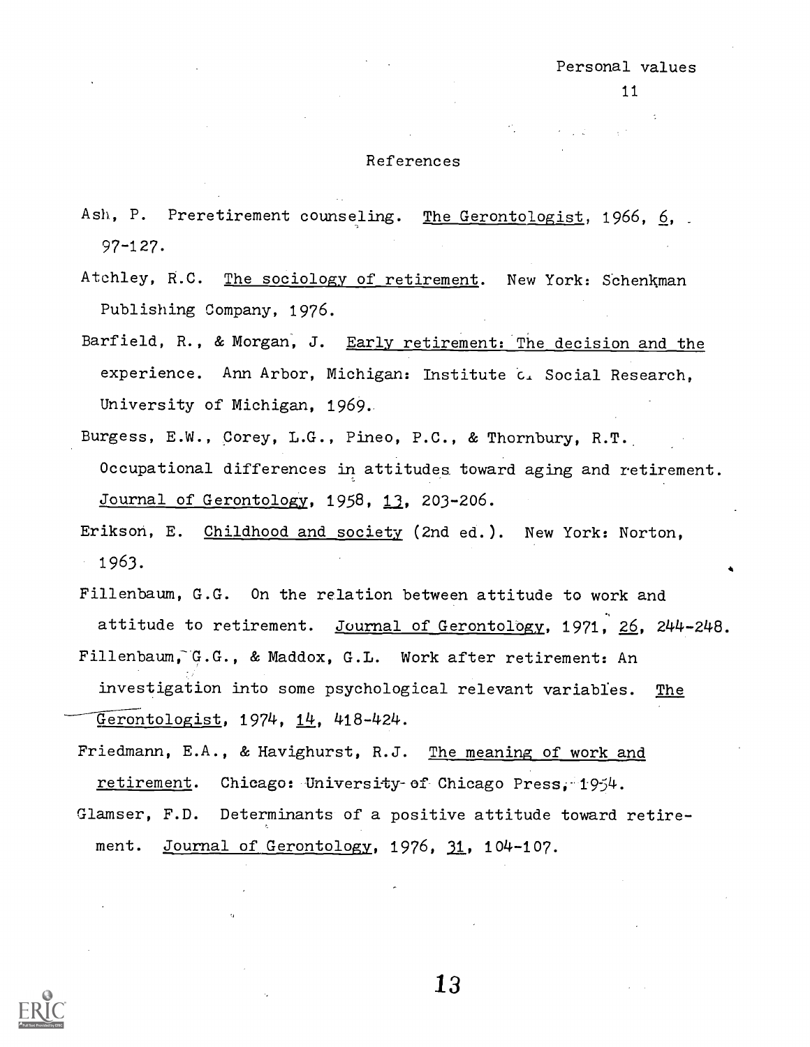## References

Ash, P. Preretirement counseling. _The Gerontologist_, 1966, _6_, 97-127.

Atchley, R.C. _The sociology of retirement_. New York: Schenkman Publishing Company, 1976.

Barfield, R., & Morgan, J. _Early retirement: The decision and the experience_. Ann Arbor, Michigan: Institute of Social Research, University of Michigan, 1969.

Burgess, E.W., Corey, L.G., Pineo, P.C., & Thornbury, R.T. Occupational differences in attitudes toward aging and retirement. _Journal of Gerontology_, 1958, _13_, 203-206.

Erikson, E. _Childhood and society_ (2nd ed.). New York: Norton, 1963.

Fillenbaum, G.G. On the relation between attitude to work and attitude to retirement. _Journal of Gerontology_, 1971, _26_, 244-248.

Fillenbaum, G.G., & Maddox, G.L. Work after retirement: An investigation into some psychological relevant variables. _The Gerontologist_, 1974, _14_, 418-424.

Friedmann, E.A., & Havighurst, R.J. _The meaning of work and retirement_. Chicago: University of Chicago Press, 1954.

Glamser, F.D. Determinants of a positive attitude toward retirement. _Journal of Gerontology_, 1976, _31_, 104-107.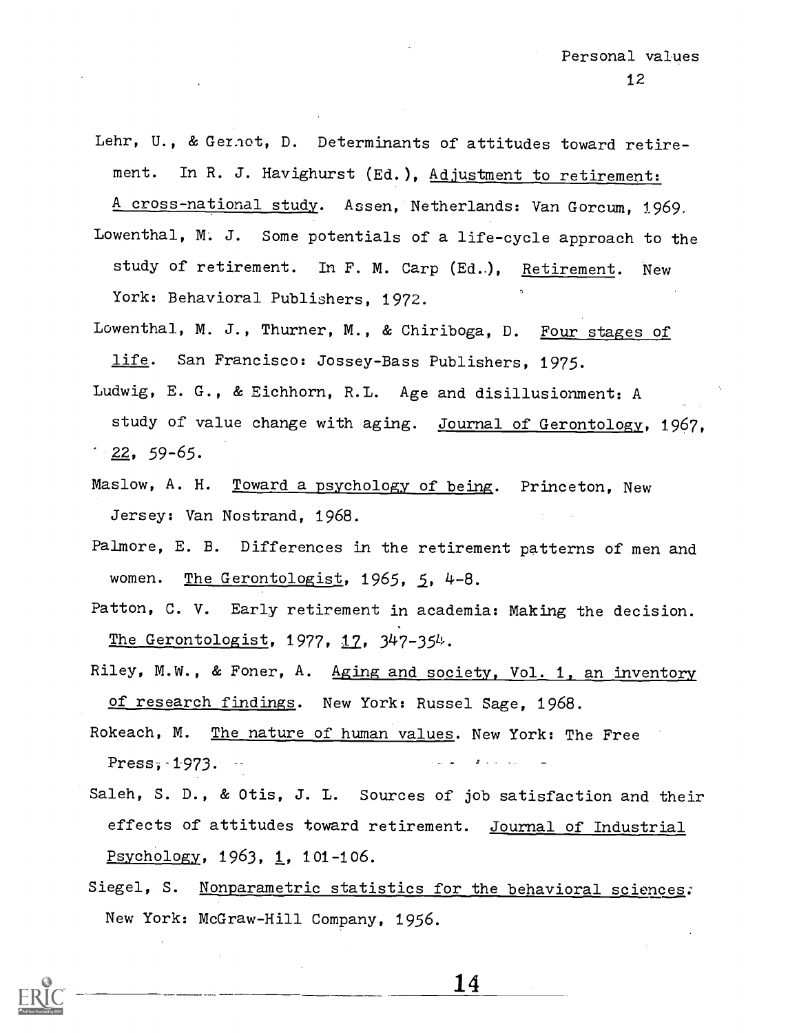Lehr, U., & Gernot, D. Determinants of attitudes toward retirement. In R. J. Havighurst (Ed.), Adjustment to retirement: A cross-national study. Assen, Netherlands: Van Gorcum, 1969.

Lowenthal, M. J. Some potentials of a life-cycle approach to the study of retirement. In F. M. Carp (Ed.), Retirement. New York: Behavioral Publishers, 1972.

Lowenthal, M. J., Thurner, M., & Chiriboga, D. Four stages of life. San Francisco: Jossey-Bass Publishers, 1975.

Ludwig, E. G., & Eichhorn, R.L. Age and disillusionment: A study of value change with aging. Journal of Gerontology, 1967, 22, 59-65.

Maslow, A. H. Toward a psychology of being. Princeton, New Jersey: Van Nostrand, 1968.

Palmore, E. B. Differences in the retirement patterns of men and women. The Gerontologist, 1965, 5, 4-8.

Patton, C. V. Early retirement in academia: Making the decision. The Gerontologist, 1977, 17, 347-354.

Riley, M.W., & Foner, A. Aging and society, Vol. 1, an inventory of research findings. New York: Russel Sage, 1968.

Rokeach, M. The nature of human values. New York: The Free Press, 1973.

Saleh, S. D., & Otis, J. L. Sources of job satisfaction and their effects of attitudes toward retirement. Journal of Industrial Psychology, 1963, 1, 101-106.

Siegel, S. Nonparametric statistics for the behavioral sciences. New York: McGraw-Hill Company, 1956.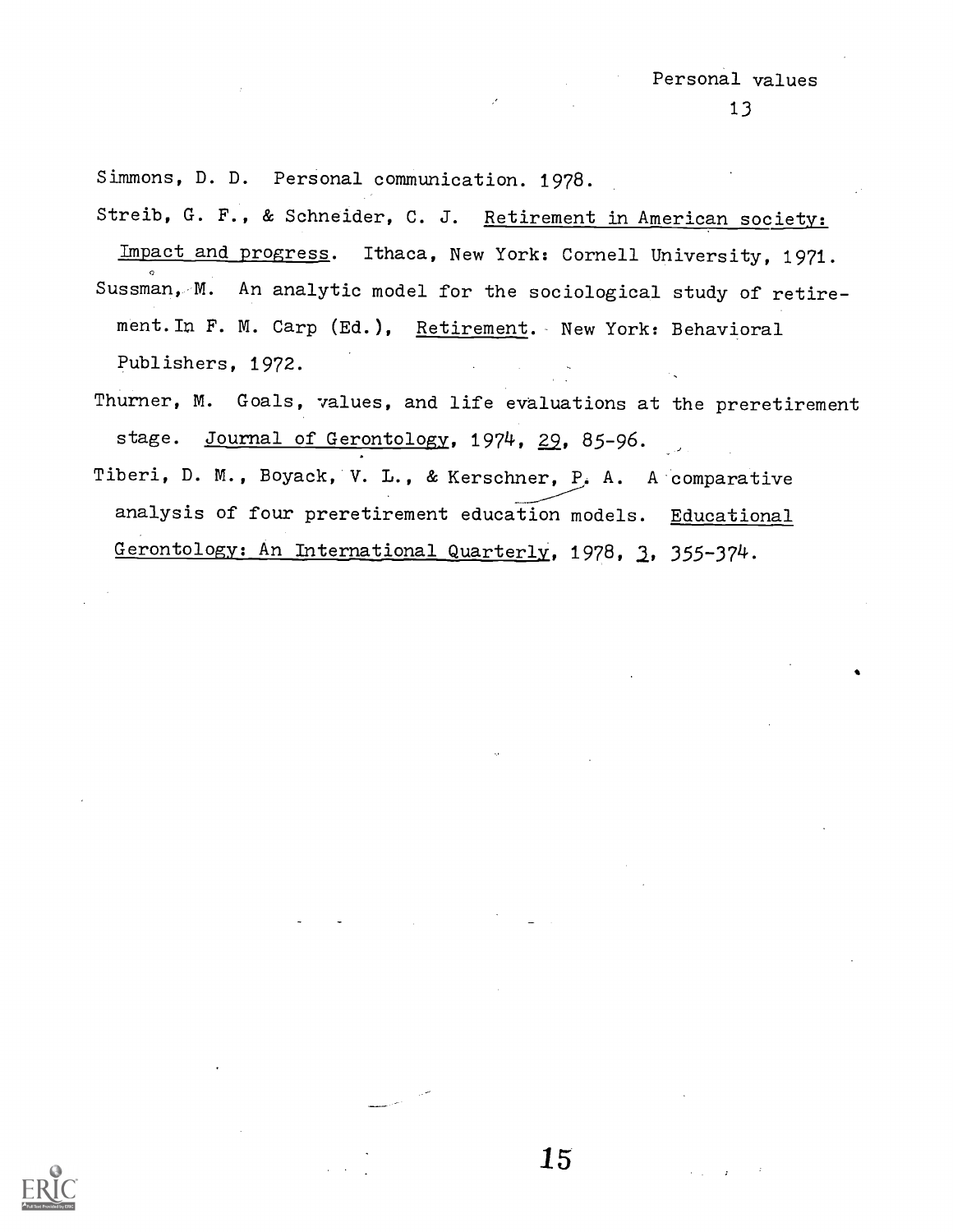Simmons, D. D. Personal communication. 1978.

Streib, G. F., & Schneider, C. J. Retirement in American society: Impact and progress. Ithaca, New York: Cornell University, 1971.

Sussman, M. An analytic model for the sociological study of retirement. In F. M. Carp (Ed.), Retirement. New York: Behavioral Publishers, 1972.

Thurner, M. Goals, values, and life evaluations at the preretirement stage. Journal of Gerontology, 1974, 29, 85-96.

Tiberi, D. M., Boyack, V. L., & Kerschner, P. A. A comparative analysis of four preretirement education models. Educational Gerontology: An International Quarterly, 1978, 3, 355-374.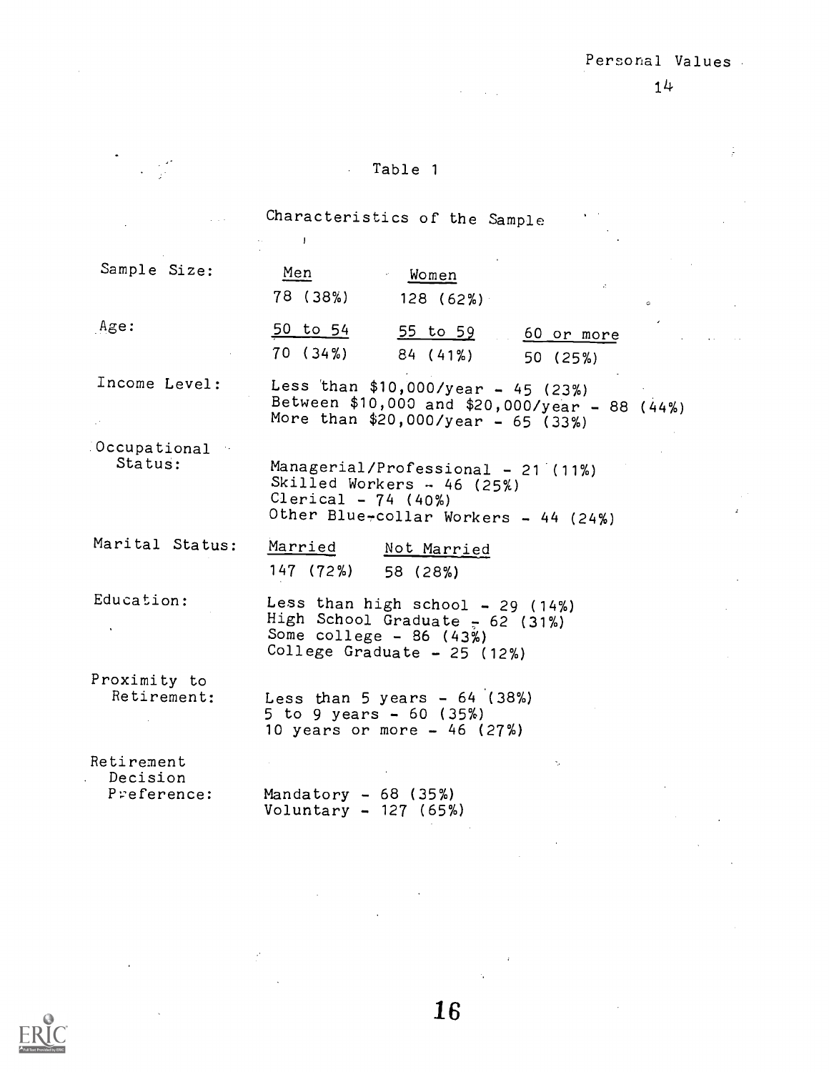Table 1

Characteristics of the Sample

| | | | |
|---|---|---|---|
| Sample Size: | Men | Women | |
| | 78 (38%) | 128 (62%) | |
| Age: | 50 to 54 | 55 to 59 | 60 or more |
| | 70 (34%) | 84 (41%) | 50 (25%) |
| Income Level: | Less than $10,000/year - 45 (23%)<br>Between $10,000 and $20,000/year - 88 (44%)<br>More than $20,000/year - 65 (33%) | | |
| Occupational Status: | Managerial/Professional - 21 (11%)<br>Skilled Workers - 46 (25%)<br>Clerical - 74 (40%)<br>Other Blue-collar Workers - 44 (24%) | | |
| Marital Status: | Married | Not Married | |
| | 147 (72%) | 58 (28%) | |
| Education: | Less than high school - 29 (14%)<br>High School Graduate - 62 (31%)<br>Some college - 86 (43%)<br>College Graduate - 25 (12%) | | |
| Proximity to Retirement: | Less than 5 years - 64 (38%)<br>5 to 9 years - 60 (35%)<br>10 years or more - 46 (27%) | | |
| Retirement Decision Preference: | Mandatory - 68 (35%)<br>Voluntary - 127 (65%) | | |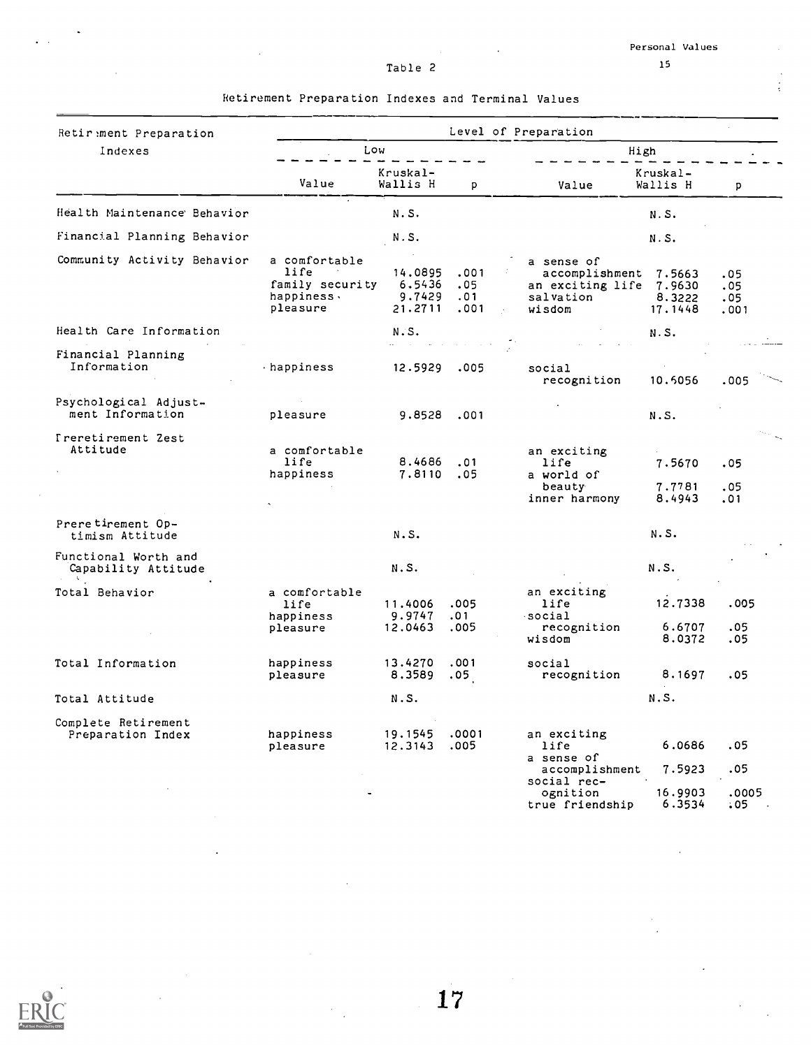Table 2

Retirement Preparation Indexes and Terminal Values

| Retirement Preparation Indexes | Level of Preparation | | | | | |
|---|---|---|---|---|---|---|
| | Low | | | High | | |
| | Value | Kruskal-Wallis H | p | Value | Kruskal-Wallis H | p |
| Health Maintenance Behavior | | N.S. | | | N.S. | |
| Financial Planning Behavior | | N.S. | | | N.S. | |
| Community Activity Behavior | a comfortable life | 14.0895 | .001 | a sense of accomplishment | 7.5663 | .05 |
| | family security | 6.5436 | .05 | an exciting life | 7.9630 | .05 |
| | happiness | 9.7429 | .01 | salvation | 8.3222 | .05 |
| | pleasure | 21.2711 | .001 | wisdom | 17.1448 | .001 |
| Health Care Information | | N.S. | | | N.S. | |
| Financial Planning Information | happiness | 12.5929 | .005 | social recognition | 10.5056 | .005 |
| Psychological Adjustment Information | pleasure | 9.8528 | .001 | | N.S. | |
| Preretirement Zest Attitude | a comfortable life | 8.4686 | .01 | an exciting life | 7.5670 | .05 |
| | happiness | 7.8110 | .05 | a world of beauty | 7.7781 | .05 |
| | | | | inner harmony | 8.4943 | .01 |
| Preretirement Optimism Attitude | | N.S. | | | N.S. | |
| Functional Worth and Capability Attitude | | N.S. | | | N.S. | |
| Total Behavior | a comfortable life | 11.4006 | .005 | an exciting life | 12.7338 | .005 |
| | happiness | 9.9747 | .01 | social recognition | 6.6707 | .05 |
| | pleasure | 12.0463 | .005 | wisdom | 8.0372 | .05 |
| Total Information | happiness | 13.4270 | .001 | social recognition | 8.1697 | .05 |
| | pleasure | 8.3589 | .05 | | | |
| Total Attitude | | N.S. | | | N.S. | |
| Complete Retirement Preparation Index | happiness | 19.1545 | .0001 | an exciting life | 6.0686 | .05 |
| | pleasure | 12.3143 | .005 | a sense of accomplishment | 7.5923 | .05 |
| | | | | social recognition | 16.9903 | .0005 |
| | | | | true friendship | 6.3534 | .05 |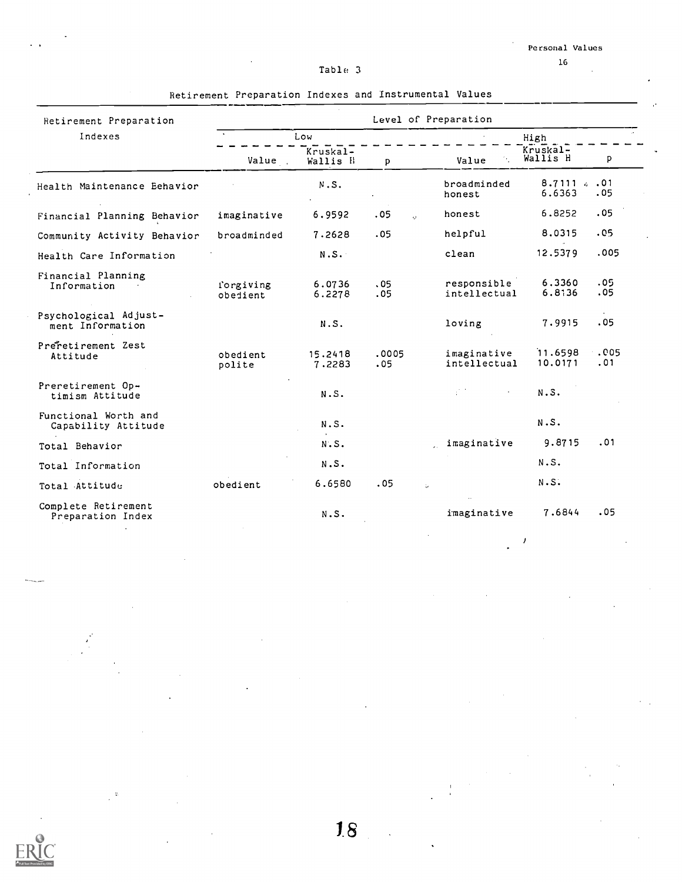Table 3

Retirement Preparation Indexes and Instrumental Values

| Retirement Preparation Indexes | Level of Preparation | | | | | |
|---|---|---|---|---|---|---|
| | Low | | | High | | |
| | Value | Kruskal-Wallis H | p | Value | Kruskal-Wallis H | p |
| Health Maintenance Behavior | | N.S. | | broadminded<br>honest | 8.7111<br>6.6363 | .01<br>.05 |
| Financial Planning Behavior | imaginative | 6.9592 | .05 | honest | 6.8252 | .05 |
| Community Activity Behavior | broadminded | 7.2628 | .05 | helpful | 8.0315 | .05 |
| Health Care Information | | N.S. | | clean | 12.5379 | .005 |
| Financial Planning Information | forgiving<br>obedient | 6.0736<br>6.2278 | .05<br>.05 | responsible<br>intellectual | 6.3360<br>6.8136 | .05<br>.05 |
| Psychological Adjustment Information | | N.S. | | loving | 7.9915 | .05 |
| Preretirement Zest Attitude | obedient<br>polite | 15.2418<br>7.2283 | .0005<br>.05 | imaginative<br>intellectual | 11.6598<br>10.0171 | .005<br>.01 |
| Preretirement Optimism Attitude | | N.S. | | | N.S. | |
| Functional Worth and Capability Attitude | | N.S. | | | N.S. | |
| Total Behavior | | N.S. | | imaginative | 9.8715 | .01 |
| Total Information | | N.S. | | | N.S. | |
| Total Attitude | obedient | 6.6580 | .05 | | N.S. | |
| Complete Retirement Preparation Index | | N.S. | | imaginative | 7.6844 | .05 |